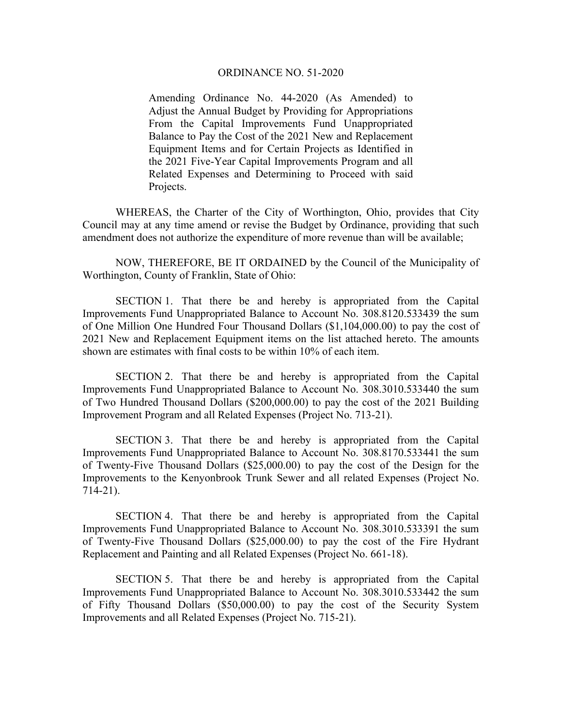# ORDINANCE NO. 51-2020

Amending Ordinance No. 44-2020 (As Amended) to Adjust the Annual Budget by Providing for Appropriations From the Capital Improvements Fund Unappropriated Balance to Pay the Cost of the 2021 New and Replacement Equipment Items and for Certain Projects as Identified in the 2021 Five-Year Capital Improvements Program and all Related Expenses and Determining to Proceed with said Projects.

WHEREAS, the Charter of the City of Worthington, Ohio, provides that City Council may at any time amend or revise the Budget by Ordinance, providing that such amendment does not authorize the expenditure of more revenue than will be available;

NOW, THEREFORE, BE IT ORDAINED by the Council of the Municipality of Worthington, County of Franklin, State of Ohio:

SECTION 1. That there be and hereby is appropriated from the Capital Improvements Fund Unappropriated Balance to Account No. 308.8120.533439 the sum of One Million One Hundred Four Thousand Dollars ($1,104,000.00) to pay the cost of 2021 New and Replacement Equipment items on the list attached hereto. The amounts shown are estimates with final costs to be within 10% of each item.

SECTION 2. That there be and hereby is appropriated from the Capital Improvements Fund Unappropriated Balance to Account No. 308.3010.533440 the sum of Two Hundred Thousand Dollars ($200,000.00) to pay the cost of the 2021 Building Improvement Program and all Related Expenses (Project No. 713-21).

SECTION 3. That there be and hereby is appropriated from the Capital Improvements Fund Unappropriated Balance to Account No. 308.8170.533441 the sum of Twenty-Five Thousand Dollars ($25,000.00) to pay the cost of the Design for the Improvements to the Kenyonbrook Trunk Sewer and all related Expenses (Project No. 714-21).

SECTION 4. That there be and hereby is appropriated from the Capital Improvements Fund Unappropriated Balance to Account No. 308.3010.533391 the sum of Twenty-Five Thousand Dollars ($25,000.00) to pay the cost of the Fire Hydrant Replacement and Painting and all Related Expenses (Project No. 661-18).

SECTION 5. That there be and hereby is appropriated from the Capital Improvements Fund Unappropriated Balance to Account No. 308.3010.533442 the sum of Fifty Thousand Dollars ($50,000.00) to pay the cost of the Security System Improvements and all Related Expenses (Project No. 715-21).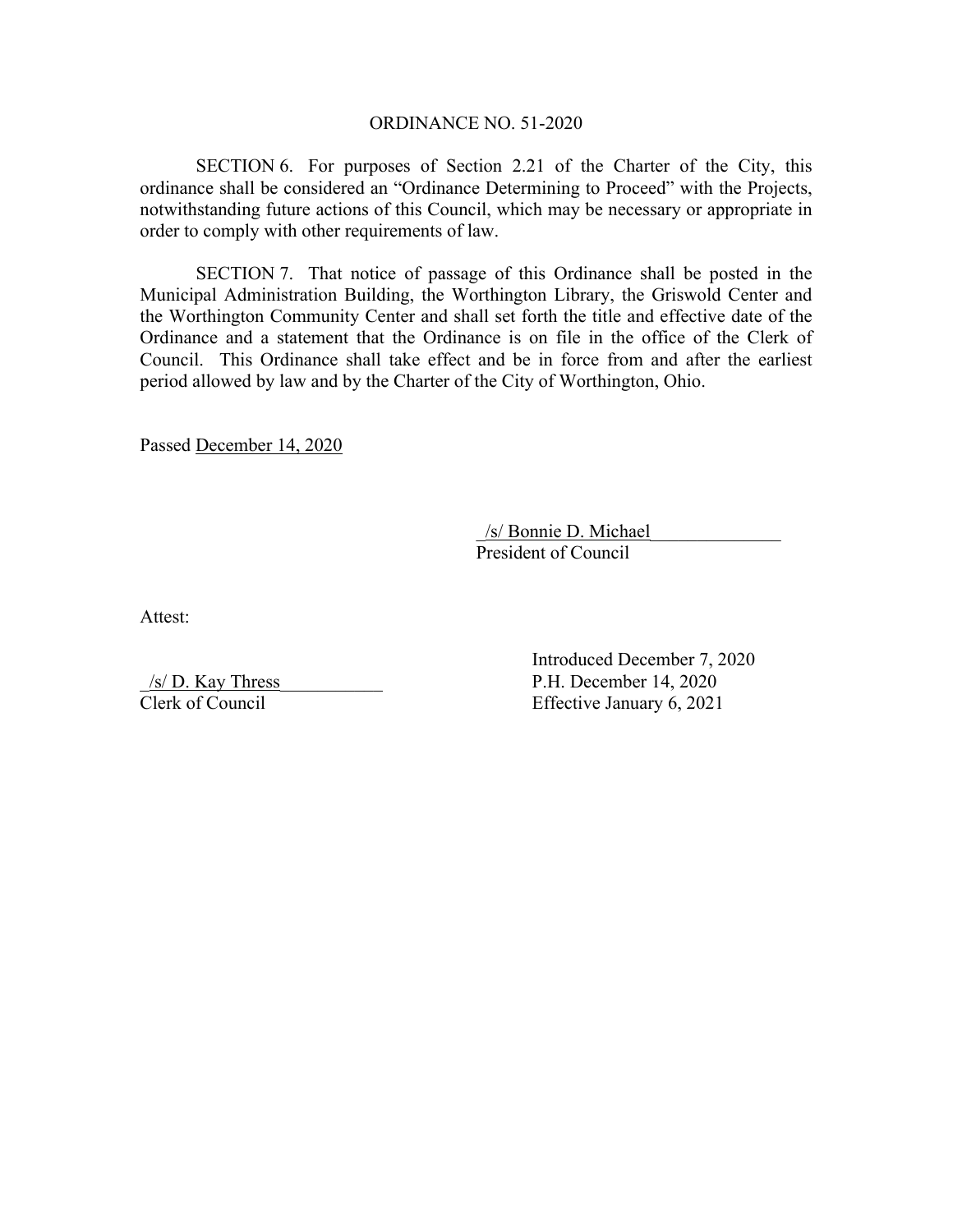ORDINANCE NO. 51-2020

SECTION 6. For purposes of Section 2.21 of the Charter of the City, this ordinance shall be considered an "Ordinance Determining to Proceed" with the Projects, notwithstanding future actions of this Council, which may be necessary or appropriate in order to comply with other requirements of law.

SECTION 7. That notice of passage of this Ordinance shall be posted in the Municipal Administration Building, the Worthington Library, the Griswold Center and the Worthington Community Center and shall set forth the title and effective date of the Ordinance and a statement that the Ordinance is on file in the office of the Clerk of Council. This Ordinance shall take effect and be in force from and after the earliest period allowed by law and by the Charter of the City of Worthington, Ohio.

Passed December 14, 2020

/s/ Bonnie D. Michael
President of Council

Attest:

/s/ D. Kay Thress
Clerk of Council

Introduced December 7, 2020
P.H. December 14, 2020
Effective January 6, 2021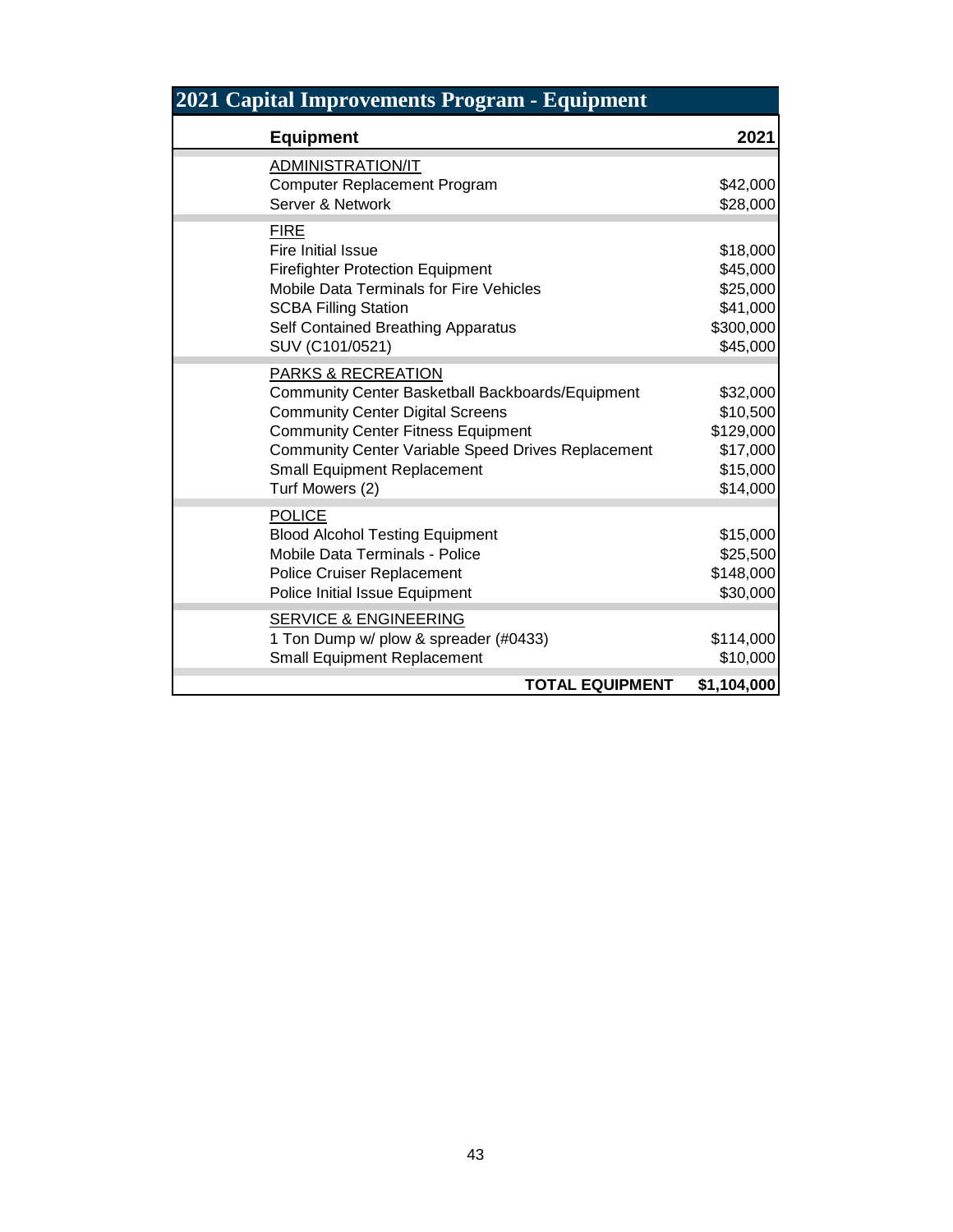## 2021 Capital Improvements Program - Equipment

| Equipment | 2021 |
|---|---|
| ADMINISTRATION/IT | |
| Computer Replacement Program | $42,000 |
| Server & Network | $28,000 |
| FIRE | |
| Fire Initial Issue | $18,000 |
| Firefighter Protection Equipment | $45,000 |
| Mobile Data Terminals for Fire Vehicles | $25,000 |
| SCBA Filling Station | $41,000 |
| Self Contained Breathing Apparatus | $300,000 |
| SUV (C101/0521) | $45,000 |
| PARKS & RECREATION | |
| Community Center Basketball Backboards/Equipment | $32,000 |
| Community Center Digital Screens | $10,500 |
| Community Center Fitness Equipment | $129,000 |
| Community Center Variable Speed Drives Replacement | $17,000 |
| Small Equipment Replacement | $15,000 |
| Turf Mowers (2) | $14,000 |
| POLICE | |
| Blood Alcohol Testing Equipment | $15,000 |
| Mobile Data Terminals - Police | $25,500 |
| Police Cruiser Replacement | $148,000 |
| Police Initial Issue Equipment | $30,000 |
| SERVICE & ENGINEERING | |
| 1 Ton Dump w/ plow & spreader (#0433) | $114,000 |
| Small Equipment Replacement | $10,000 |
| **TOTAL EQUIPMENT** | **$1,104,000** |